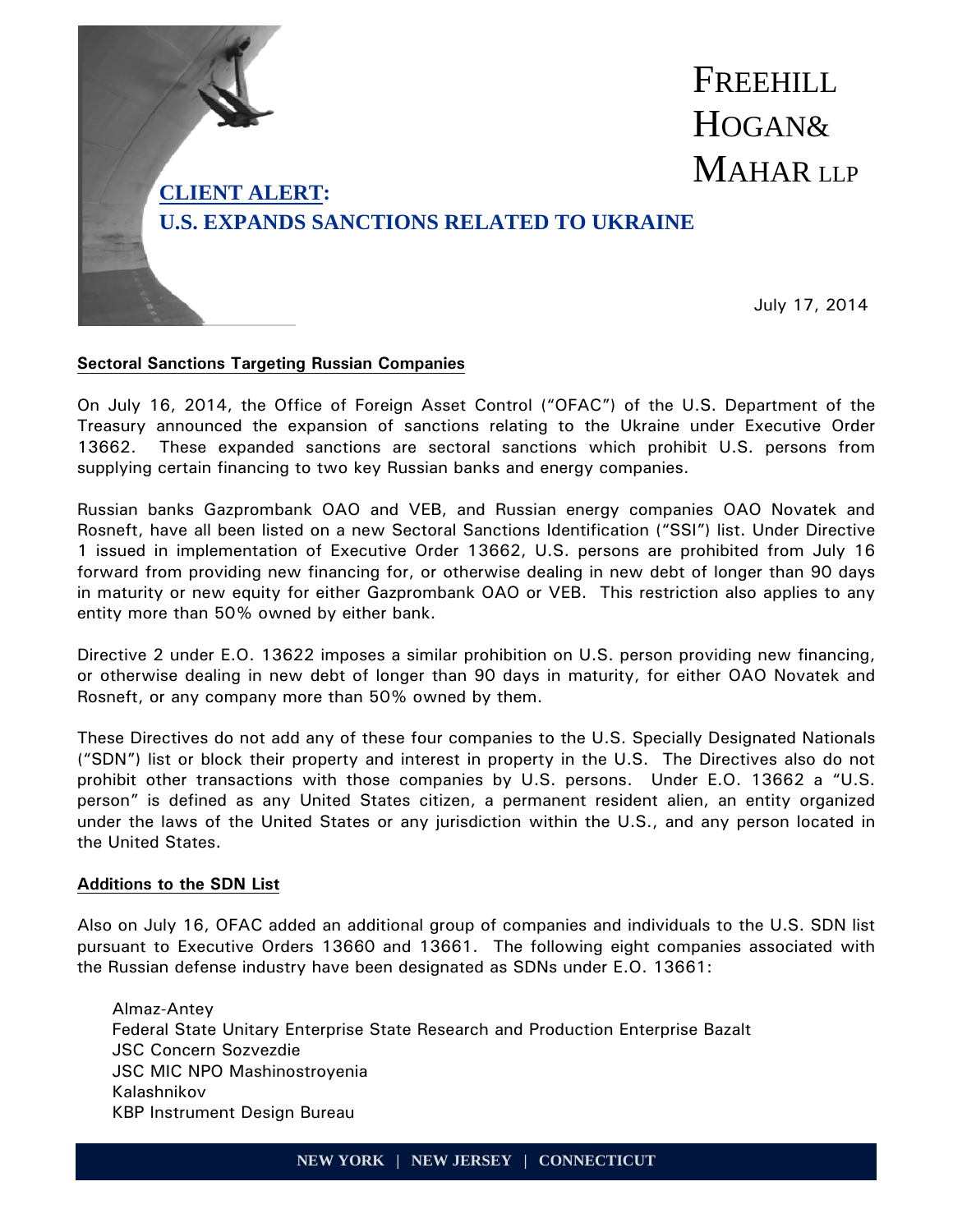FREEHILL HOGAN& MAHAR LLP

# CLIENT ALERT: U.S. EXPANDS SANCTIONS RELATED TO UKRAINE

July 17, 2014

## Sectoral Sanctions Targeting Russian Companies

On July 16, 2014, the Office of Foreign Asset Control ("OFAC") of the U.S. Department of the Treasury announced the expansion of sanctions relating to the Ukraine under Executive Order 13662. These expanded sanctions are sectoral sanctions which prohibit U.S. persons from supplying certain financing to two key Russian banks and energy companies.

Russian banks Gazprombank OAO and VEB, and Russian energy companies OAO Novatek and Rosneft, have all been listed on a new Sectoral Sanctions Identification ("SSI") list. Under Directive 1 issued in implementation of Executive Order 13662, U.S. persons are prohibited from July 16 forward from providing new financing for, or otherwise dealing in new debt of longer than 90 days in maturity or new equity for either Gazprombank OAO or VEB. This restriction also applies to any entity more than 50% owned by either bank.

Directive 2 under E.O. 13622 imposes a similar prohibition on U.S. person providing new financing, or otherwise dealing in new debt of longer than 90 days in maturity, for either OAO Novatek and Rosneft, or any company more than 50% owned by them.

These Directives do not add any of these four companies to the U.S. Specially Designated Nationals ("SDN") list or block their property and interest in property in the U.S. The Directives also do not prohibit other transactions with those companies by U.S. persons. Under E.O. 13662 a "U.S. person" is defined as any United States citizen, a permanent resident alien, an entity organized under the laws of the United States or any jurisdiction within the U.S., and any person located in the United States.

## Additions to the SDN List

Also on July 16, OFAC added an additional group of companies and individuals to the U.S. SDN list pursuant to Executive Orders 13660 and 13661. The following eight companies associated with the Russian defense industry have been designated as SDNs under E.O. 13661:

- Almaz-Antey
- Federal State Unitary Enterprise State Research and Production Enterprise Bazalt
- JSC Concern Sozvezdie
- JSC MIC NPO Mashinostroyenia
- Kalashnikov
- KBP Instrument Design Bureau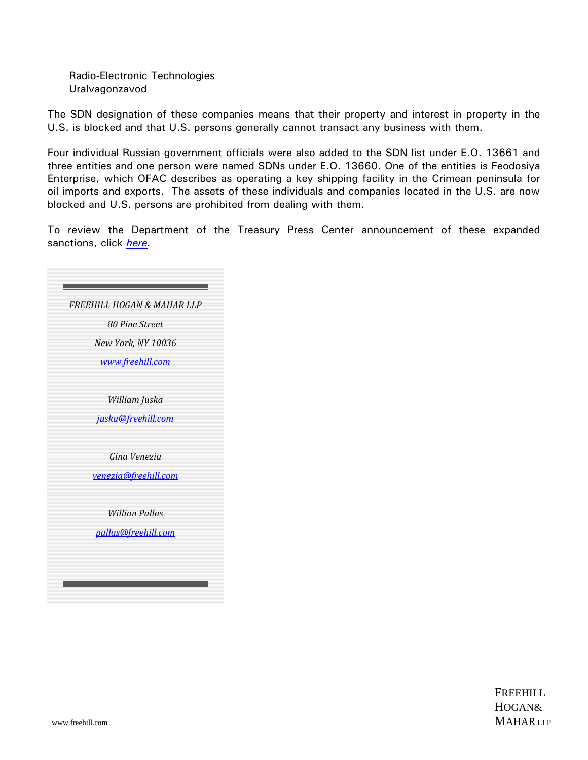Radio-Electronic Technologies
Uralvagonzavod

The SDN designation of these companies means that their property and interest in property in the U.S. is blocked and that U.S. persons generally cannot transact any business with them.

Four individual Russian government officials were also added to the SDN list under E.O. 13661 and three entities and one person were named SDNs under E.O. 13660. One of the entities is Feodosiya Enterprise, which OFAC describes as operating a key shipping facility in the Crimean peninsula for oil imports and exports. The assets of these individuals and companies located in the U.S. are now blocked and U.S. persons are prohibited from dealing with them.

To review the Department of the Treasury Press Center announcement of these expanded sanctions, click *here*.

---

*FREEHILL HOGAN & MAHAR LLP*

*80 Pine Street*

*New York, NY 10036*

*www.freehill.com*

*William Juska*

*juska@freehill.com*

*Gina Venezia*

*venezia@freehill.com*

*Willian Pallas*

*pallas@freehill.com*

---

www.freehill.com

FREEHILL HOGAN& MAHAR LLP